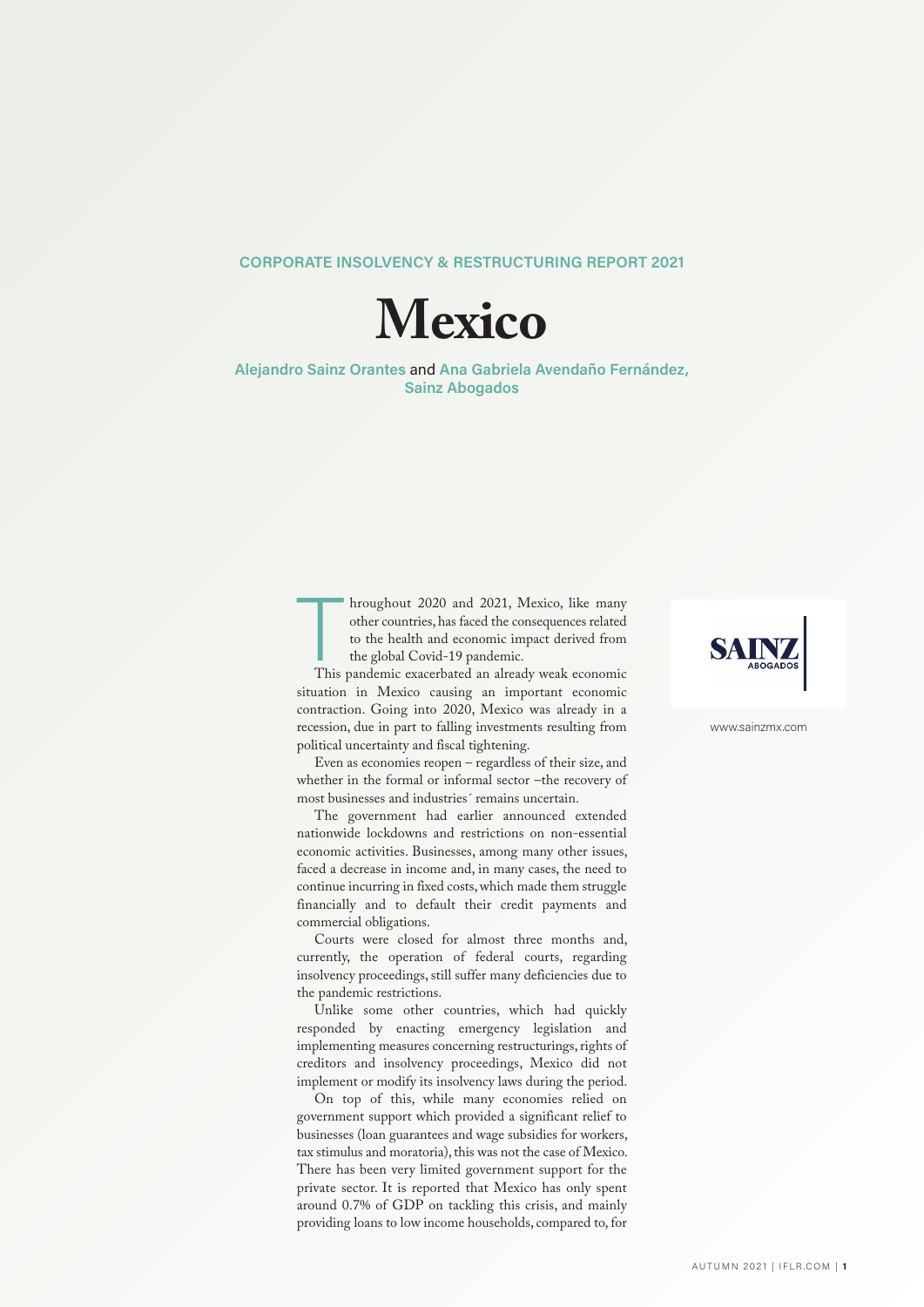CORPORATE INSOLVENCY & RESTRUCTURING REPORT 2021

# Mexico

**Alejandro Sainz Orantes** and **Ana Gabriela Avendaño Fernández, Sainz Abogados**

www.sainzmx.com

Throughout 2020 and 2021, Mexico, like many other countries, has faced the consequences related to the health and economic impact derived from the global Covid-19 pandemic.

This pandemic exacerbated an already weak economic situation in Mexico causing an important economic contraction. Going into 2020, Mexico was already in a recession, due in part to falling investments resulting from political uncertainty and fiscal tightening.

Even as economies reopen – regardless of their size, and whether in the formal or informal sector –the recovery of most businesses and industries´ remains uncertain.

The government had earlier announced extended nationwide lockdowns and restrictions on non-essential economic activities. Businesses, among many other issues, faced a decrease in income and, in many cases, the need to continue incurring in fixed costs, which made them struggle financially and to default their credit payments and commercial obligations.

Courts were closed for almost three months and, currently, the operation of federal courts, regarding insolvency proceedings, still suffer many deficiencies due to the pandemic restrictions.

Unlike some other countries, which had quickly responded by enacting emergency legislation and implementing measures concerning restructurings, rights of creditors and insolvency proceedings, Mexico did not implement or modify its insolvency laws during the period.

On top of this, while many economies relied on government support which provided a significant relief to businesses (loan guarantees and wage subsidies for workers, tax stimulus and moratoria), this was not the case of Mexico. There has been very limited government support for the private sector. It is reported that Mexico has only spent around 0.7% of GDP on tackling this crisis, and mainly providing loans to low income households, compared to, for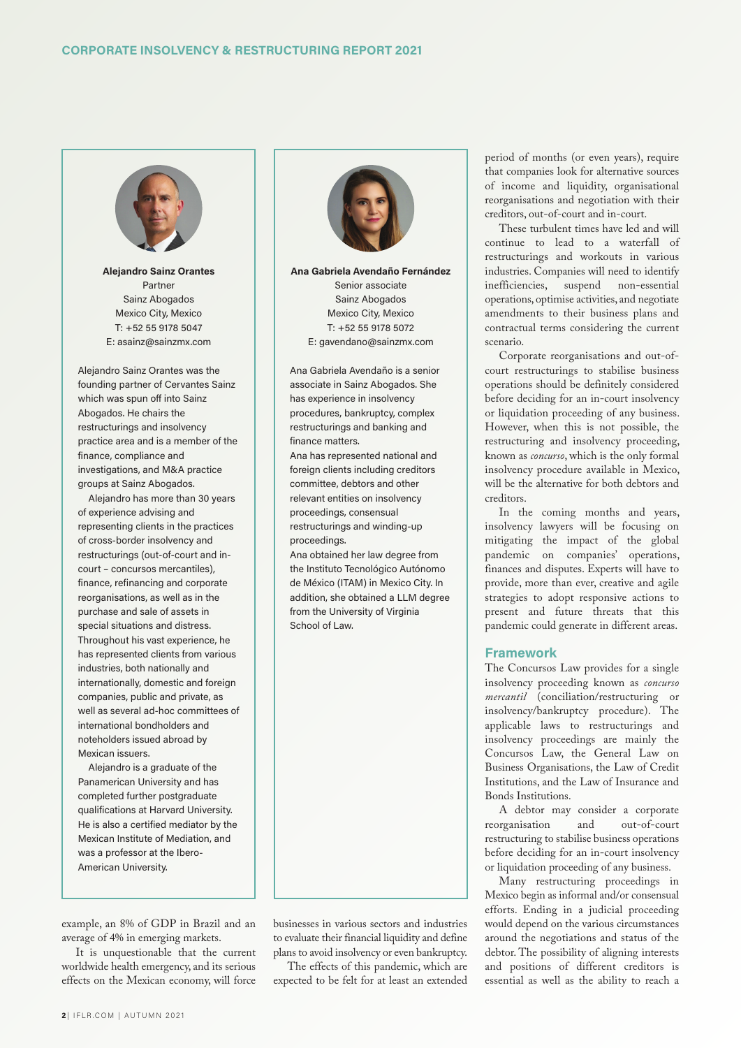**Alejandro Sainz Orantes**
Partner
Sainz Abogados
Mexico City, Mexico
T: +52 55 9178 5047
E: asainz@sainzmx.com

Alejandro Sainz Orantes was the founding partner of Cervantes Sainz which was spun off into Sainz Abogados. He chairs the restructurings and insolvency practice area and is a member of the finance, compliance and investigations, and M&A practice groups at Sainz Abogados.

Alejandro has more than 30 years of experience advising and representing clients in the practices of cross-border insolvency and restructurings (out-of-court and in-court – concursos mercantiles), finance, refinancing and corporate reorganisations, as well as in the purchase and sale of assets in special situations and distress. Throughout his vast experience, he has represented clients from various industries, both nationally and internationally, domestic and foreign companies, public and private, as well as several ad-hoc committees of international bondholders and noteholders issued abroad by Mexican issuers.

Alejandro is a graduate of the Panamerican University and has completed further postgraduate qualifications at Harvard University. He is also a certified mediator by the Mexican Institute of Mediation, and was a professor at the Ibero-American University.

**Ana Gabriela Avendaño Fernández**
Senior associate
Sainz Abogados
Mexico City, Mexico
T: +52 55 9178 5072
E: gavendano@sainzmx.com

Ana Gabriela Avendaño is a senior associate in Sainz Abogados. She has experience in insolvency procedures, bankruptcy, complex restructurings and banking and finance matters.

Ana has represented national and foreign clients including creditors committee, debtors and other relevant entities on insolvency proceedings, consensual restructurings and winding-up proceedings.

Ana obtained her law degree from the Instituto Tecnológico Autónomo de México (ITAM) in Mexico City. In addition, she obtained a LLM degree from the University of Virginia School of Law.

example, an 8% of GDP in Brazil and an average of 4% in emerging markets.

It is unquestionable that the current worldwide health emergency, and its serious effects on the Mexican economy, will force businesses in various sectors and industries to evaluate their financial liquidity and define plans to avoid insolvency or even bankruptcy.

The effects of this pandemic, which are expected to be felt for at least an extended period of months (or even years), require that companies look for alternative sources of income and liquidity, organisational reorganisations and negotiation with their creditors, out-of-court and in-court.

These turbulent times have led and will continue to lead to a waterfall of restructurings and workouts in various industries. Companies will need to identify inefficiencies, suspend non-essential operations, optimise activities, and negotiate amendments to their business plans and contractual terms considering the current scenario.

Corporate reorganisations and out-of-court restructurings to stabilise business operations should be definitely considered before deciding for an in-court insolvency or liquidation proceeding of any business. However, when this is not possible, the restructuring and insolvency proceeding, known as *concurso*, which is the only formal insolvency procedure available in Mexico, will be the alternative for both debtors and creditors.

In the coming months and years, insolvency lawyers will be focusing on mitigating the impact of the global pandemic on companies' operations, finances and disputes. Experts will have to provide, more than ever, creative and agile strategies to adopt responsive actions to present and future threats that this pandemic could generate in different areas.

## Framework

The Concursos Law provides for a single insolvency proceeding known as *concurso mercantil* (conciliation/restructuring or insolvency/bankruptcy procedure). The applicable laws to restructurings and insolvency proceedings are mainly the Concursos Law, the General Law on Business Organisations, the Law of Credit Institutions, and the Law of Insurance and Bonds Institutions.

A debtor may consider a corporate reorganisation and out-of-court restructuring to stabilise business operations before deciding for an in-court insolvency or liquidation proceeding of any business.

Many restructuring proceedings in Mexico begin as informal and/or consensual efforts. Ending in a judicial proceeding would depend on the various circumstances around the negotiations and status of the debtor. The possibility of aligning interests and positions of different creditors is essential as well as the ability to reach a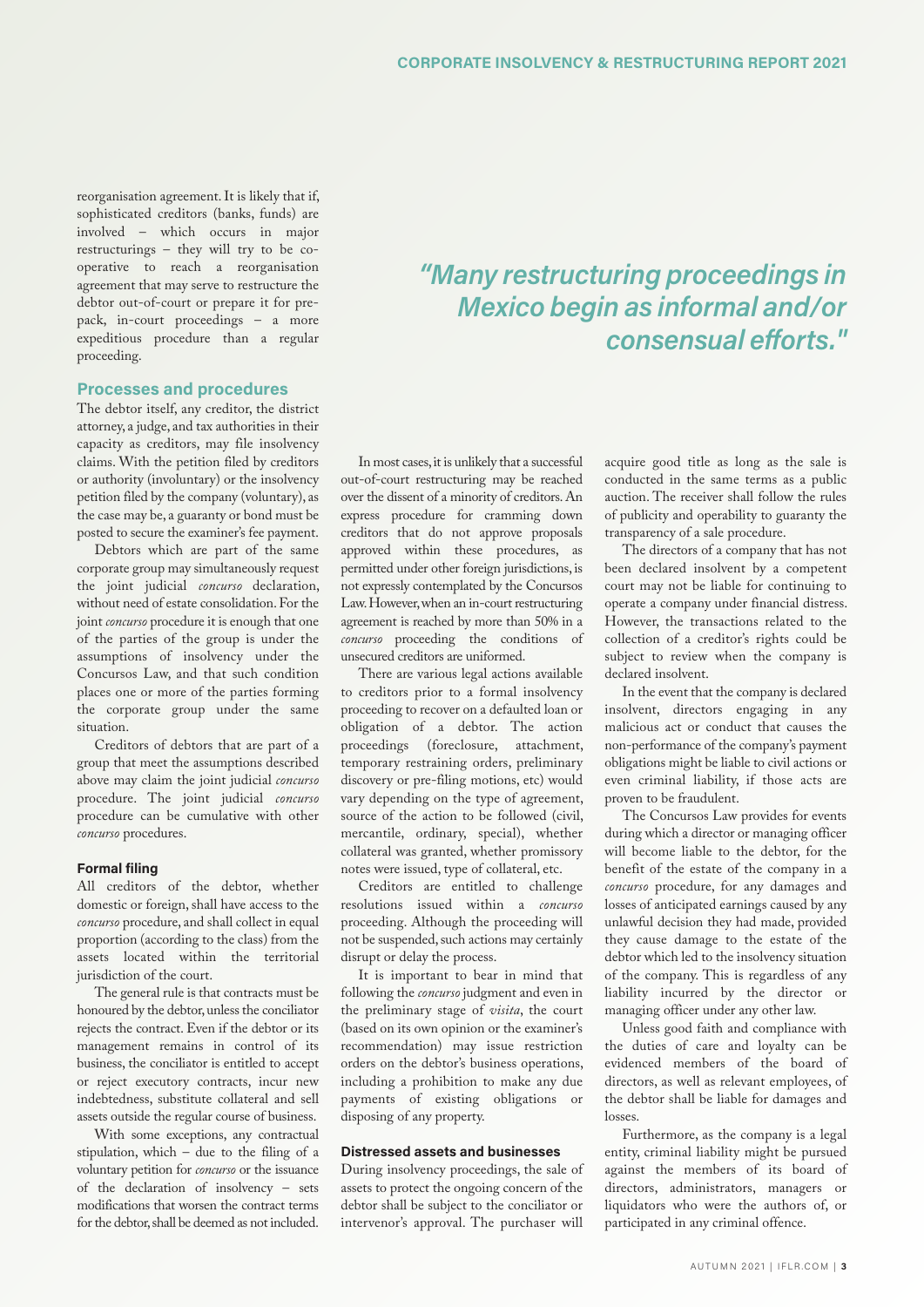reorganisation agreement. It is likely that if, sophisticated creditors (banks, funds) are involved – which occurs in major restructurings – they will try to be co-operative to reach a reorganisation agreement that may serve to restructure the debtor out-of-court or prepare it for pre-pack, in-court proceedings – a more expeditious procedure than a regular proceeding.

> *"Many restructuring proceedings in Mexico begin as informal and/or consensual efforts."*

## Processes and procedures

The debtor itself, any creditor, the district attorney, a judge, and tax authorities in their capacity as creditors, may file insolvency claims. With the petition filed by creditors or authority (involuntary) or the insolvency petition filed by the company (voluntary), as the case may be, a guaranty or bond must be posted to secure the examiner's fee payment.

Debtors which are part of the same corporate group may simultaneously request the joint judicial *concurso* declaration, without need of estate consolidation. For the joint *concurso* procedure it is enough that one of the parties of the group is under the assumptions of insolvency under the Concursos Law, and that such condition places one or more of the parties forming the corporate group under the same situation.

Creditors of debtors that are part of a group that meet the assumptions described above may claim the joint judicial *concurso* procedure. The joint judicial *concurso* procedure can be cumulative with other *concurso* procedures.

### Formal filing

All creditors of the debtor, whether domestic or foreign, shall have access to the *concurso* procedure, and shall collect in equal proportion (according to the class) from the assets located within the territorial jurisdiction of the court.

The general rule is that contracts must be honoured by the debtor, unless the conciliator rejects the contract. Even if the debtor or its management remains in control of its business, the conciliator is entitled to accept or reject executory contracts, incur new indebtedness, substitute collateral and sell assets outside the regular course of business.

With some exceptions, any contractual stipulation, which – due to the filing of a voluntary petition for *concurso* or the issuance of the declaration of insolvency – sets modifications that worsen the contract terms for the debtor, shall be deemed as not included.

In most cases, it is unlikely that a successful out-of-court restructuring may be reached over the dissent of a minority of creditors. An express procedure for cramming down creditors that do not approve proposals approved within these procedures, as permitted under other foreign jurisdictions, is not expressly contemplated by the Concursos Law. However, when an in-court restructuring agreement is reached by more than 50% in a *concurso* proceeding the conditions of unsecured creditors are uniformed.

There are various legal actions available to creditors prior to a formal insolvency proceeding to recover on a defaulted loan or obligation of a debtor. The action proceedings (foreclosure, attachment, temporary restraining orders, preliminary discovery or pre-filing motions, etc) would vary depending on the type of agreement, source of the action to be followed (civil, mercantile, ordinary, special), whether collateral was granted, whether promissory notes were issued, type of collateral, etc.

Creditors are entitled to challenge resolutions issued within a *concurso* proceeding. Although the proceeding will not be suspended, such actions may certainly disrupt or delay the process.

It is important to bear in mind that following the *concurso* judgment and even in the preliminary stage of *visita*, the court (based on its own opinion or the examiner's recommendation) may issue restriction orders on the debtor's business operations, including a prohibition to make any due payments of existing obligations or disposing of any property.

### Distressed assets and businesses

During insolvency proceedings, the sale of assets to protect the ongoing concern of the debtor shall be subject to the conciliator or intervenor's approval. The purchaser will acquire good title as long as the sale is conducted in the same terms as a public auction. The receiver shall follow the rules of publicity and operability to guaranty the transparency of a sale procedure.

The directors of a company that has not been declared insolvent by a competent court may not be liable for continuing to operate a company under financial distress. However, the transactions related to the collection of a creditor's rights could be subject to review when the company is declared insolvent.

In the event that the company is declared insolvent, directors engaging in any malicious act or conduct that causes the non-performance of the company's payment obligations might be liable to civil actions or even criminal liability, if those acts are proven to be fraudulent.

The Concursos Law provides for events during which a director or managing officer will become liable to the debtor, for the benefit of the estate of the company in a *concurso* procedure, for any damages and losses of anticipated earnings caused by any unlawful decision they had made, provided they cause damage to the estate of the debtor which led to the insolvency situation of the company. This is regardless of any liability incurred by the director or managing officer under any other law.

Unless good faith and compliance with the duties of care and loyalty can be evidenced members of the board of directors, as well as relevant employees, of the debtor shall be liable for damages and losses.

Furthermore, as the company is a legal entity, criminal liability might be pursued against the members of its board of directors, administrators, managers or liquidators who were the authors of, or participated in any criminal offence.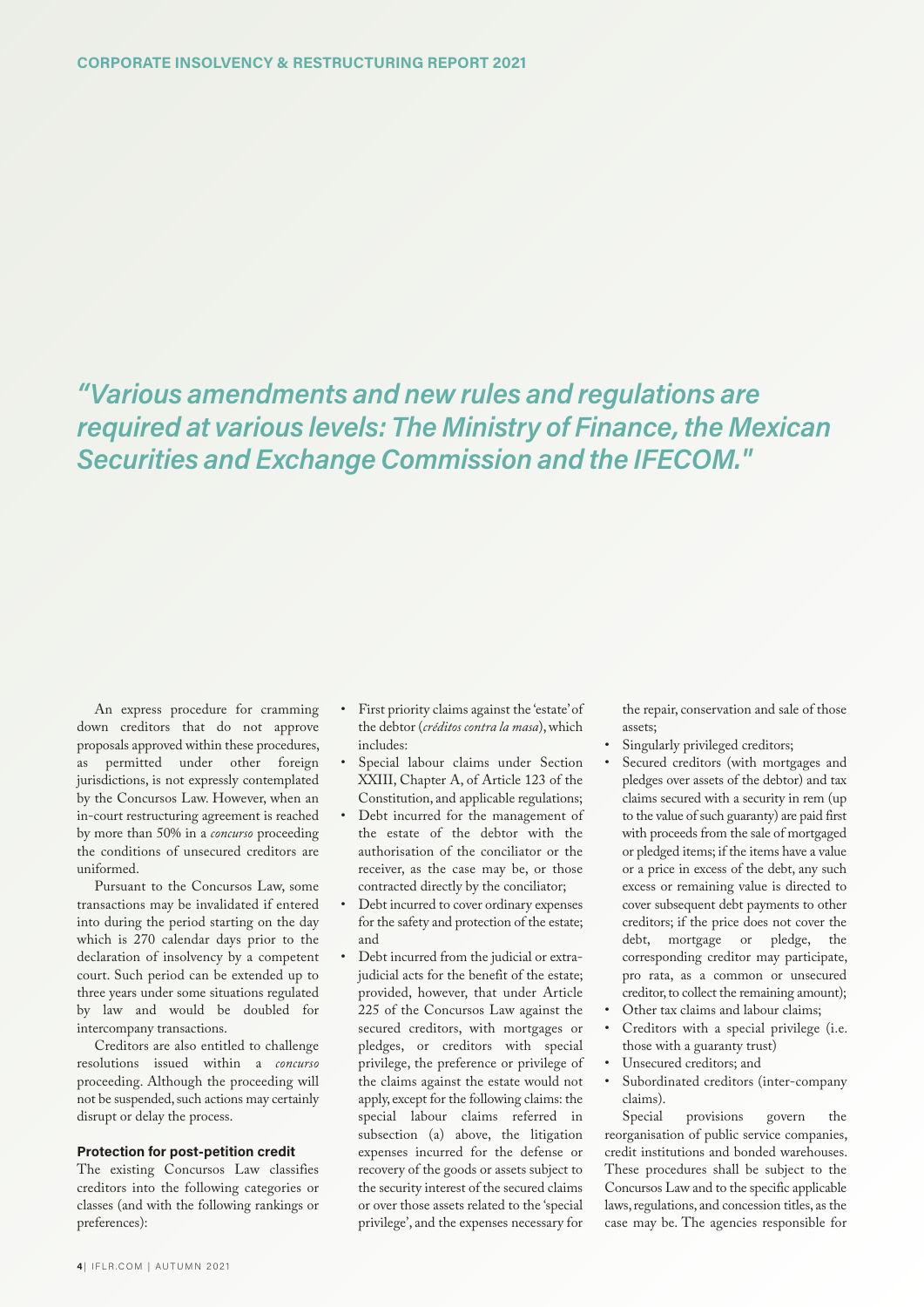*"Various amendments and new rules and regulations are required at various levels: The Ministry of Finance, the Mexican Securities and Exchange Commission and the IFECOM."*

An express procedure for cramming down creditors that do not approve proposals approved within these procedures, as permitted under other foreign jurisdictions, is not expressly contemplated by the Concursos Law. However, when an in-court restructuring agreement is reached by more than 50% in a *concurso* proceeding the conditions of unsecured creditors are uniformed.

Pursuant to the Concursos Law, some transactions may be invalidated if entered into during the period starting on the day which is 270 calendar days prior to the declaration of insolvency by a competent court. Such period can be extended up to three years under some situations regulated by law and would be doubled for intercompany transactions.

Creditors are also entitled to challenge resolutions issued within a *concurso* proceeding. Although the proceeding will not be suspended, such actions may certainly disrupt or delay the process.

**Protection for post-petition credit**

The existing Concursos Law classifies creditors into the following categories or classes (and with the following rankings or preferences):

- First priority claims against the 'estate' of the debtor (*créditos contra la masa*), which includes:
- Special labour claims under Section XXIII, Chapter A, of Article 123 of the Constitution, and applicable regulations;
- Debt incurred for the management of the estate of the debtor with the authorisation of the conciliator or the receiver, as the case may be, or those contracted directly by the conciliator;
- Debt incurred to cover ordinary expenses for the safety and protection of the estate; and
- Debt incurred from the judicial or extra-judicial acts for the benefit of the estate; provided, however, that under Article 225 of the Concursos Law against the secured creditors, with mortgages or pledges, or creditors with special privilege, the preference or privilege of the claims against the estate would not apply, except for the following claims: the special labour claims referred in subsection (a) above, the litigation expenses incurred for the defense or recovery of the goods or assets subject to the security interest of the secured claims or over those assets related to the 'special privilege', and the expenses necessary for the repair, conservation and sale of those assets;
- Singularly privileged creditors;
- Secured creditors (with mortgages and pledges over assets of the debtor) and tax claims secured with a security in rem (up to the value of such guaranty) are paid first with proceeds from the sale of mortgaged or pledged items; if the items have a value or a price in excess of the debt, any such excess or remaining value is directed to cover subsequent debt payments to other creditors; if the price does not cover the debt, mortgage or pledge, the corresponding creditor may participate, pro rata, as a common or unsecured creditor, to collect the remaining amount);
- Other tax claims and labour claims;
- Creditors with a special privilege (i.e. those with a guaranty trust)
- Unsecured creditors; and
- Subordinated creditors (inter-company claims).

Special provisions govern the reorganisation of public service companies, credit institutions and bonded warehouses. These procedures shall be subject to the Concursos Law and to the specific applicable laws, regulations, and concession titles, as the case may be. The agencies responsible for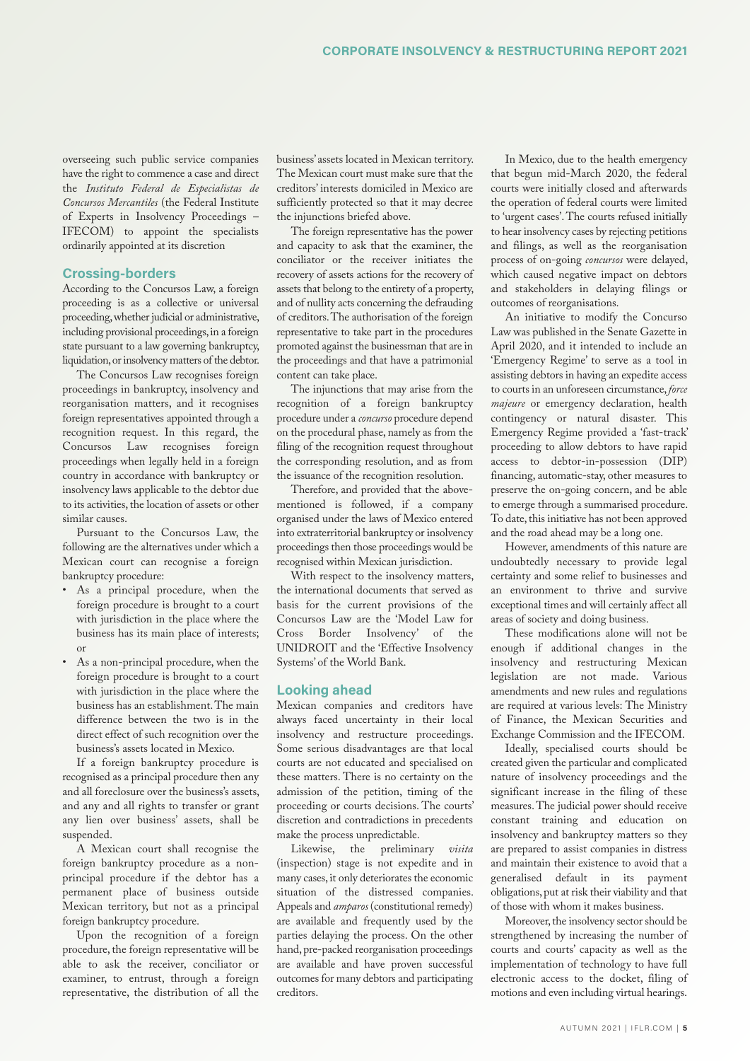overseeing such public service companies have the right to commence a case and direct the *Instituto Federal de Especialistas de Concursos Mercantiles* (the Federal Institute of Experts in Insolvency Proceedings – IFECOM) to appoint the specialists ordinarily appointed at its discretion

## Crossing-borders

According to the Concursos Law, a foreign proceeding is as a collective or universal proceeding, whether judicial or administrative, including provisional proceedings, in a foreign state pursuant to a law governing bankruptcy, liquidation, or insolvency matters of the debtor.

The Concursos Law recognises foreign proceedings in bankruptcy, insolvency and reorganisation matters, and it recognises foreign representatives appointed through a recognition request. In this regard, the Concursos Law recognises foreign proceedings when legally held in a foreign country in accordance with bankruptcy or insolvency laws applicable to the debtor due to its activities, the location of assets or other similar causes.

Pursuant to the Concursos Law, the following are the alternatives under which a Mexican court can recognise a foreign bankruptcy procedure:

- As a principal procedure, when the foreign procedure is brought to a court with jurisdiction in the place where the business has its main place of interests; or
- As a non-principal procedure, when the foreign procedure is brought to a court with jurisdiction in the place where the business has an establishment. The main difference between the two is in the direct effect of such recognition over the business's assets located in Mexico.

If a foreign bankruptcy procedure is recognised as a principal procedure then any and all foreclosure over the business's assets, and any and all rights to transfer or grant any lien over business' assets, shall be suspended.

A Mexican court shall recognise the foreign bankruptcy procedure as a non-principal procedure if the debtor has a permanent place of business outside Mexican territory, but not as a principal foreign bankruptcy procedure.

Upon the recognition of a foreign procedure, the foreign representative will be able to ask the receiver, conciliator or examiner, to entrust, through a foreign representative, the distribution of all the business' assets located in Mexican territory. The Mexican court must make sure that the creditors' interests domiciled in Mexico are sufficiently protected so that it may decree the injunctions briefed above.

The foreign representative has the power and capacity to ask that the examiner, the conciliator or the receiver initiates the recovery of assets actions for the recovery of assets that belong to the entirety of a property, and of nullity acts concerning the defrauding of creditors. The authorisation of the foreign representative to take part in the procedures promoted against the businessman that are in the proceedings and that have a patrimonial content can take place.

The injunctions that may arise from the recognition of a foreign bankruptcy procedure under a *concurso* procedure depend on the procedural phase, namely as from the filing of the recognition request throughout the corresponding resolution, and as from the issuance of the recognition resolution.

Therefore, and provided that the above-mentioned is followed, if a company organised under the laws of Mexico entered into extraterritorial bankruptcy or insolvency proceedings then those proceedings would be recognised within Mexican jurisdiction.

With respect to the insolvency matters, the international documents that served as basis for the current provisions of the Concursos Law are the 'Model Law for Cross Border Insolvency' of the UNIDROIT and the 'Effective Insolvency Systems' of the World Bank.

## Looking ahead

Mexican companies and creditors have always faced uncertainty in their local insolvency and restructure proceedings. Some serious disadvantages are that local courts are not educated and specialised on these matters. There is no certainty on the admission of the petition, timing of the proceeding or courts decisions. The courts' discretion and contradictions in precedents make the process unpredictable.

Likewise, the preliminary *visita* (inspection) stage is not expedite and in many cases, it only deteriorates the economic situation of the distressed companies. Appeals and *amparos* (constitutional remedy) are available and frequently used by the parties delaying the process. On the other hand, pre-packed reorganisation proceedings are available and have proven successful outcomes for many debtors and participating creditors.

In Mexico, due to the health emergency that begun mid-March 2020, the federal courts were initially closed and afterwards the operation of federal courts were limited to 'urgent cases'. The courts refused initially to hear insolvency cases by rejecting petitions and filings, as well as the reorganisation process of on-going *concursos* were delayed, which caused negative impact on debtors and stakeholders in delaying filings or outcomes of reorganisations.

An initiative to modify the Concurso Law was published in the Senate Gazette in April 2020, and it intended to include an 'Emergency Regime' to serve as a tool in assisting debtors in having an expedite access to courts in an unforeseen circumstance, *force majeure* or emergency declaration, health contingency or natural disaster. This Emergency Regime provided a 'fast-track' proceeding to allow debtors to have rapid access to debtor-in-possession (DIP) financing, automatic-stay, other measures to preserve the on-going concern, and be able to emerge through a summarised procedure. To date, this initiative has not been approved and the road ahead may be a long one.

However, amendments of this nature are undoubtedly necessary to provide legal certainty and some relief to businesses and an environment to thrive and survive exceptional times and will certainly affect all areas of society and doing business.

These modifications alone will not be enough if additional changes in the insolvency and restructuring Mexican legislation are not made. Various amendments and new rules and regulations are required at various levels: The Ministry of Finance, the Mexican Securities and Exchange Commission and the IFECOM.

Ideally, specialised courts should be created given the particular and complicated nature of insolvency proceedings and the significant increase in the filing of these measures. The judicial power should receive constant training and education on insolvency and bankruptcy matters so they are prepared to assist companies in distress and maintain their existence to avoid that a generalised default in its payment obligations, put at risk their viability and that of those with whom it makes business.

Moreover, the insolvency sector should be strengthened by increasing the number of courts and courts' capacity as well as the implementation of technology to have full electronic access to the docket, filing of motions and even including virtual hearings.